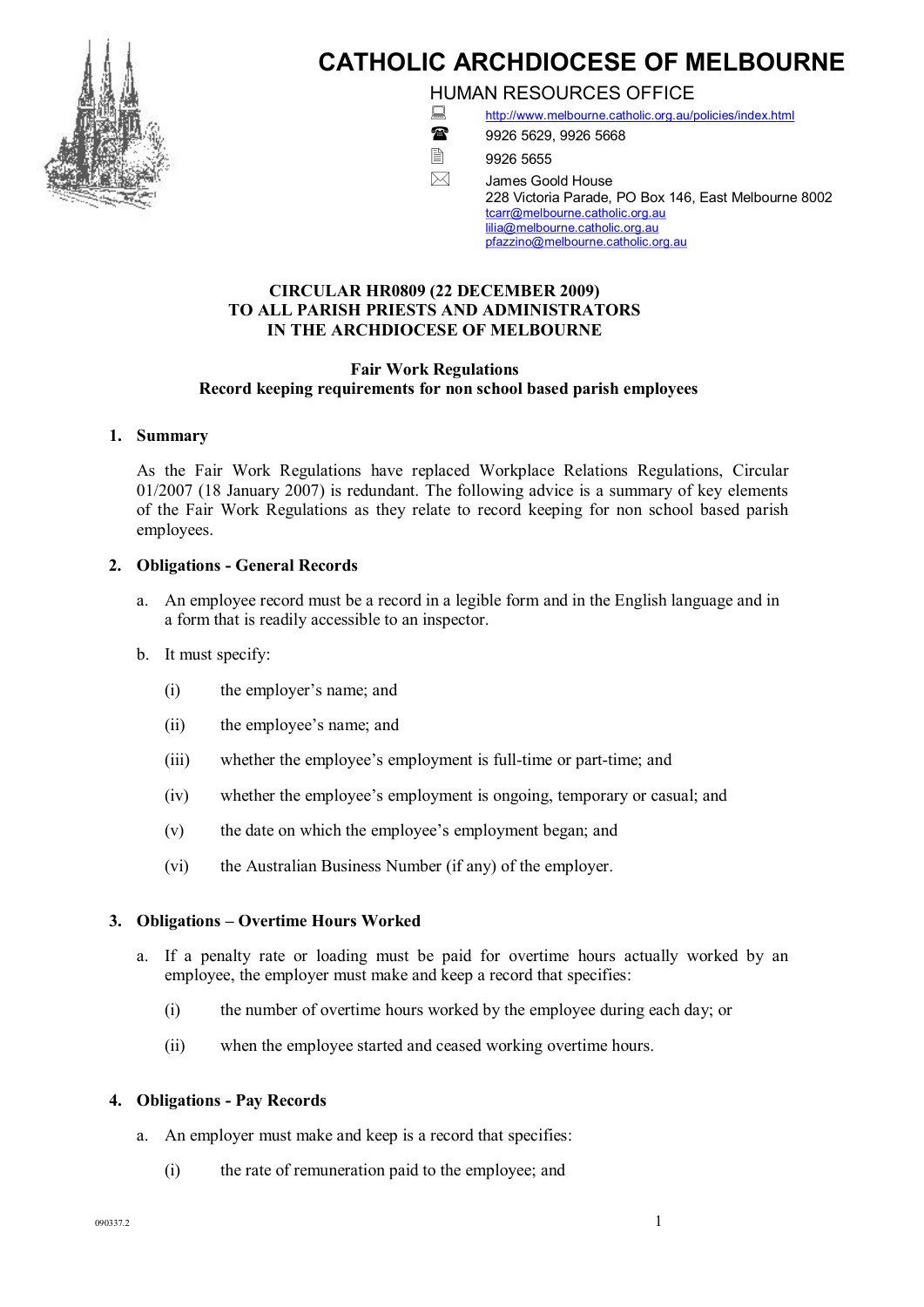# CATHOLIC ARCHDIOCESE OF MELBOURNE

HUMAN RESOURCES OFFICE

http://www.melbourne.catholic.org.au/policies/index.html

9926 5629, 9926 5668

9926 5655

James Goold House
228 Victoria Parade, PO Box 146, East Melbourne 8002
tcarr@melbourne.catholic.org.au
lilia@melbourne.catholic.org.au
pfazzino@melbourne.catholic.org.au

**CIRCULAR HR0809 (22 DECEMBER 2009)**
**TO ALL PARISH PRIESTS AND ADMINISTRATORS**
**IN THE ARCHDIOCESE OF MELBOURNE**

**Fair Work Regulations**
**Record keeping requirements for non school based parish employees**

## 1. Summary

As the Fair Work Regulations have replaced Workplace Relations Regulations, Circular 01/2007 (18 January 2007) is redundant. The following advice is a summary of key elements of the Fair Work Regulations as they relate to record keeping for non school based parish employees.

## 2. Obligations - General Records

a. An employee record must be a record in a legible form and in the English language and in a form that is readily accessible to an inspector.

b. It must specify:

   (i) the employer's name; and

   (ii) the employee's name; and

   (iii) whether the employee's employment is full-time or part-time; and

   (iv) whether the employee's employment is ongoing, temporary or casual; and

   (v) the date on which the employee's employment began; and

   (vi) the Australian Business Number (if any) of the employer.

## 3. Obligations – Overtime Hours Worked

a. If a penalty rate or loading must be paid for overtime hours actually worked by an employee, the employer must make and keep a record that specifies:

   (i) the number of overtime hours worked by the employee during each day; or

   (ii) when the employee started and ceased working overtime hours.

## 4. Obligations - Pay Records

a. An employer must make and keep is a record that specifies:

   (i) the rate of remuneration paid to the employee; and

090337.2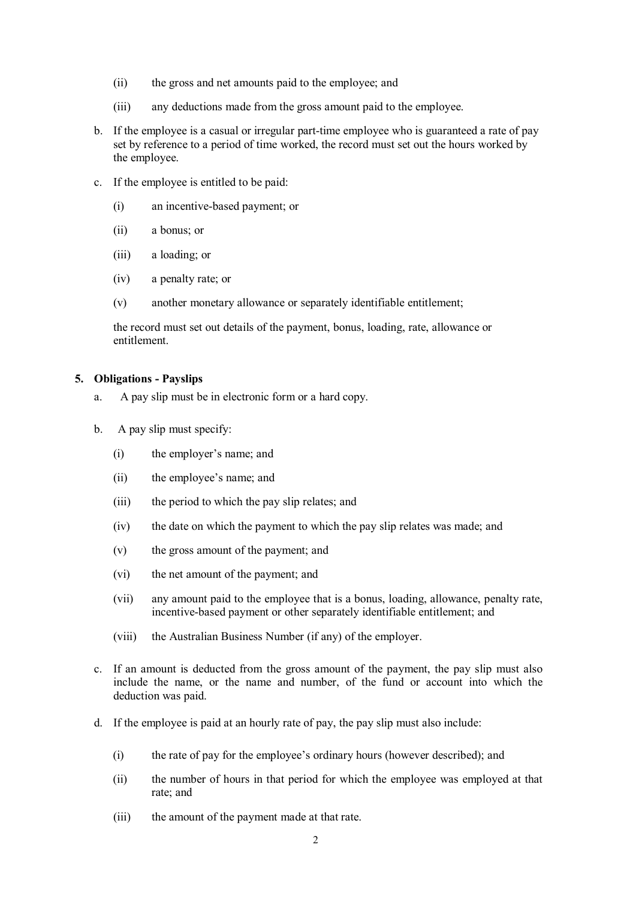(ii) the gross and net amounts paid to the employee; and

(iii) any deductions made from the gross amount paid to the employee.

b. If the employee is a casual or irregular part-time employee who is guaranteed a rate of pay set by reference to a period of time worked, the record must set out the hours worked by the employee.

c. If the employee is entitled to be paid:

   (i) an incentive-based payment; or

   (ii) a bonus; or

   (iii) a loading; or

   (iv) a penalty rate; or

   (v) another monetary allowance or separately identifiable entitlement;

   the record must set out details of the payment, bonus, loading, rate, allowance or entitlement.

**5. Obligations - Payslips**

a. A pay slip must be in electronic form or a hard copy.

b. A pay slip must specify:

   (i) the employer's name; and

   (ii) the employee's name; and

   (iii) the period to which the pay slip relates; and

   (iv) the date on which the payment to which the pay slip relates was made; and

   (v) the gross amount of the payment; and

   (vi) the net amount of the payment; and

   (vii) any amount paid to the employee that is a bonus, loading, allowance, penalty rate, incentive-based payment or other separately identifiable entitlement; and

   (viii) the Australian Business Number (if any) of the employer.

c. If an amount is deducted from the gross amount of the payment, the pay slip must also include the name, or the name and number, of the fund or account into which the deduction was paid.

d. If the employee is paid at an hourly rate of pay, the pay slip must also include:

   (i) the rate of pay for the employee's ordinary hours (however described); and

   (ii) the number of hours in that period for which the employee was employed at that rate; and

   (iii) the amount of the payment made at that rate.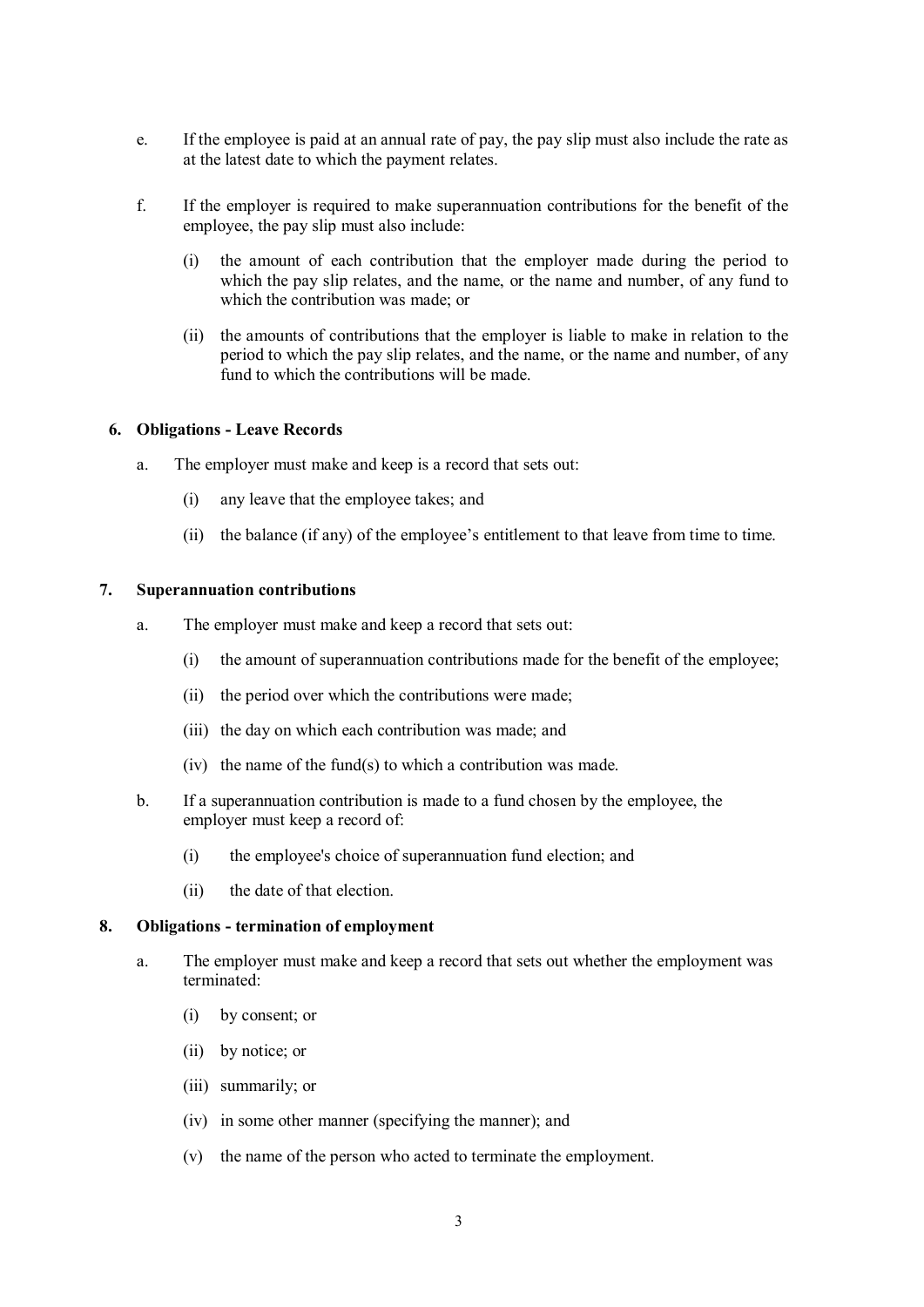e. If the employee is paid at an annual rate of pay, the pay slip must also include the rate as at the latest date to which the payment relates.

f. If the employer is required to make superannuation contributions for the benefit of the employee, the pay slip must also include:

   (i) the amount of each contribution that the employer made during the period to which the pay slip relates, and the name, or the name and number, of any fund to which the contribution was made; or

   (ii) the amounts of contributions that the employer is liable to make in relation to the period to which the pay slip relates, and the name, or the name and number, of any fund to which the contributions will be made.

### 6. Obligations - Leave Records

a. The employer must make and keep is a record that sets out:

   (i) any leave that the employee takes; and

   (ii) the balance (if any) of the employee's entitlement to that leave from time to time.

### 7. Superannuation contributions

a. The employer must make and keep a record that sets out:

   (i) the amount of superannuation contributions made for the benefit of the employee;

   (ii) the period over which the contributions were made;

   (iii) the day on which each contribution was made; and

   (iv) the name of the fund(s) to which a contribution was made.

b. If a superannuation contribution is made to a fund chosen by the employee, the employer must keep a record of:

   (i) the employee's choice of superannuation fund election; and

   (ii) the date of that election.

### 8. Obligations - termination of employment

a. The employer must make and keep a record that sets out whether the employment was terminated:

   (i) by consent; or

   (ii) by notice; or

   (iii) summarily; or

   (iv) in some other manner (specifying the manner); and

   (v) the name of the person who acted to terminate the employment.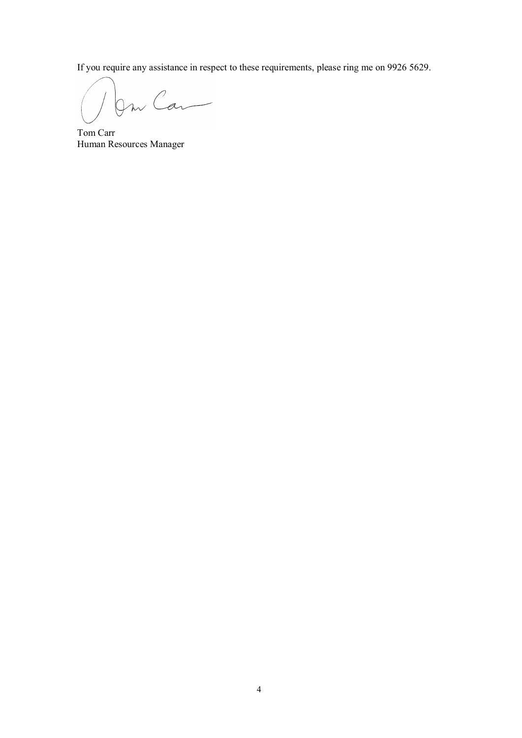If you require any assistance in respect to these requirements, please ring me on 9926 5629.

Tom Carr
Human Resources Manager